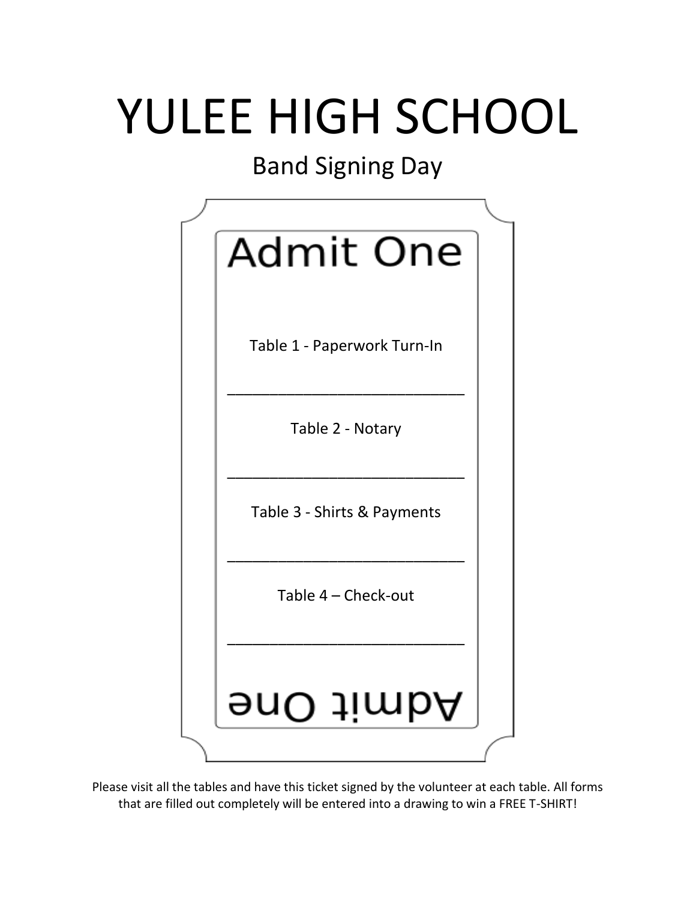# YULEE HIGH SCHOOL

## Band Signing Day

Admit One

Table 1 - Paperwork Turn-In

______________________________

Table 2 - Notary

______________________________

Table 3 - Shirts & Payments

______________________________

Table 4 – Check-out

______________________________

Admit One

Please visit all the tables and have this ticket signed by the volunteer at each table. All forms that are filled out completely will be entered into a drawing to win a FREE T-SHIRT!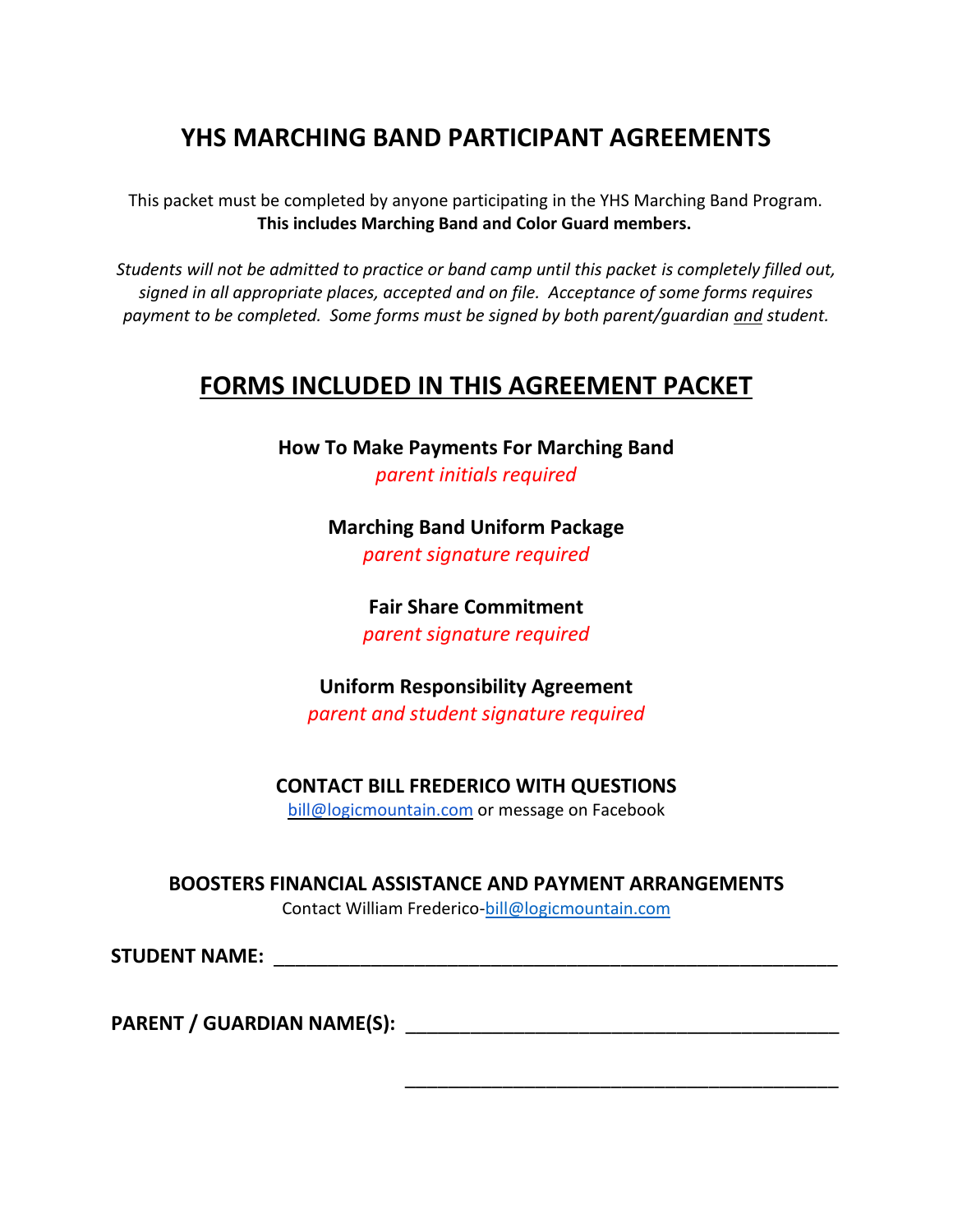# YHS MARCHING BAND PARTICIPANT AGREEMENTS

This packet must be completed by anyone participating in the YHS Marching Band Program.
**This includes Marching Band and Color Guard members.**

*Students will not be admitted to practice or band camp until this packet is completely filled out, signed in all appropriate places, accepted and on file. Acceptance of some forms requires payment to be completed. Some forms must be signed by both parent/guardian and student.*

## FORMS INCLUDED IN THIS AGREEMENT PACKET

**How To Make Payments For Marching Band**
*parent initials required*

**Marching Band Uniform Package**
*parent signature required*

**Fair Share Commitment**
*parent signature required*

**Uniform Responsibility Agreement**
*parent and student signature required*

**CONTACT BILL FREDERICO WITH QUESTIONS**
bill@logicmountain.com or message on Facebook

**BOOSTERS FINANCIAL ASSISTANCE AND PAYMENT ARRANGEMENTS**
Contact William Frederico-bill@logicmountain.com

**STUDENT NAME:** ____________________________________________________

**PARENT / GUARDIAN NAME(S):** ________________________________________

________________________________________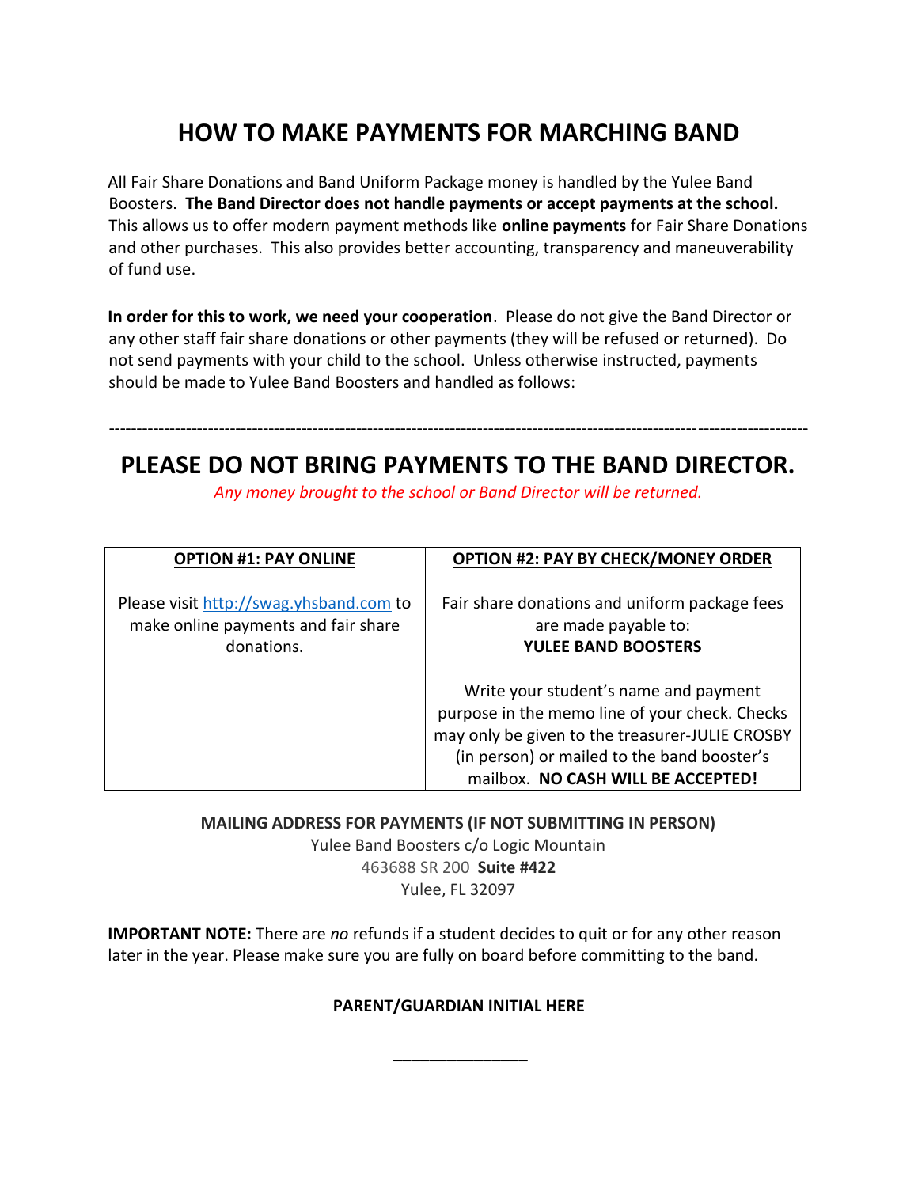# HOW TO MAKE PAYMENTS FOR MARCHING BAND

All Fair Share Donations and Band Uniform Package money is handled by the Yulee Band Boosters. **The Band Director does not handle payments or accept payments at the school.** This allows us to offer modern payment methods like **online payments** for Fair Share Donations and other purchases. This also provides better accounting, transparency and maneuverability of fund use.

**In order for this to work, we need your cooperation**. Please do not give the Band Director or any other staff fair share donations or other payments (they will be refused or returned). Do not send payments with your child to the school. Unless otherwise instructed, payments should be made to Yulee Band Boosters and handled as follows:

---

## PLEASE DO NOT BRING PAYMENTS TO THE BAND DIRECTOR.

*Any money brought to the school or Band Director will be returned.*

| **OPTION #1: PAY ONLINE** | **OPTION #2: PAY BY CHECK/MONEY ORDER** |
|---|---|
| Please visit http://swag.yhsband.com to make online payments and fair share donations. | Fair share donations and uniform package fees are made payable to: **YULEE BAND BOOSTERS**<br><br>Write your student's name and payment purpose in the memo line of your check. Checks may only be given to the treasurer-JULIE CROSBY (in person) or mailed to the band booster's mailbox. **NO CASH WILL BE ACCEPTED!** |

**MAILING ADDRESS FOR PAYMENTS (IF NOT SUBMITTING IN PERSON)**
Yulee Band Boosters c/o Logic Mountain
463688 SR 200 **Suite #422**
Yulee, FL 32097

**IMPORTANT NOTE:** There are ***no*** refunds if a student decides to quit or for any other reason later in the year. Please make sure you are fully on board before committing to the band.

**PARENT/GUARDIAN INITIAL HERE**

_______________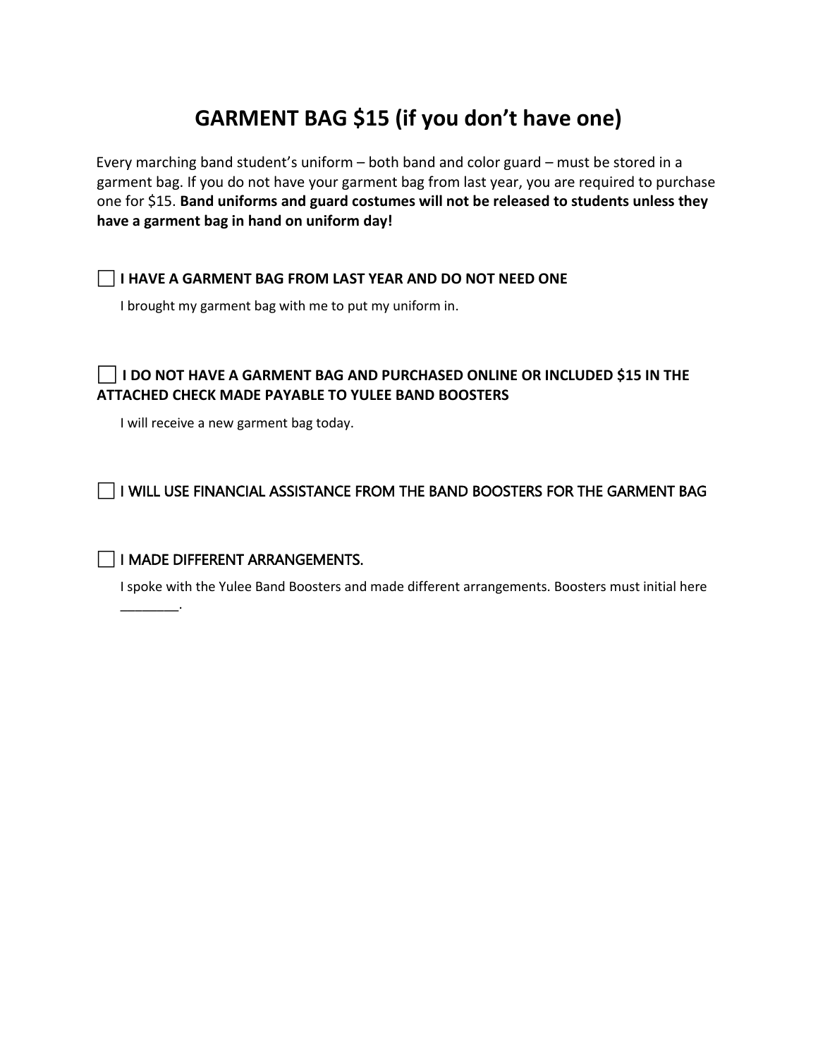# GARMENT BAG $15 (if you don't have one)

Every marching band student's uniform – both band and color guard – must be stored in a garment bag. If you do not have your garment bag from last year, you are required to purchase one for $15. **Band uniforms and guard costumes will not be released to students unless they have a garment bag in hand on uniform day!**

☐ **I HAVE A GARMENT BAG FROM LAST YEAR AND DO NOT NEED ONE**

I brought my garment bag with me to put my uniform in.

☐ **I DO NOT HAVE A GARMENT BAG AND PURCHASED ONLINE OR INCLUDED $15 IN THE ATTACHED CHECK MADE PAYABLE TO YULEE BAND BOOSTERS**

I will receive a new garment bag today.

☐ I WILL USE FINANCIAL ASSISTANCE FROM THE BAND BOOSTERS FOR THE GARMENT BAG

☐ I MADE DIFFERENT ARRANGEMENTS.

I spoke with the Yulee Band Boosters and made different arrangements. Boosters must initial here ________.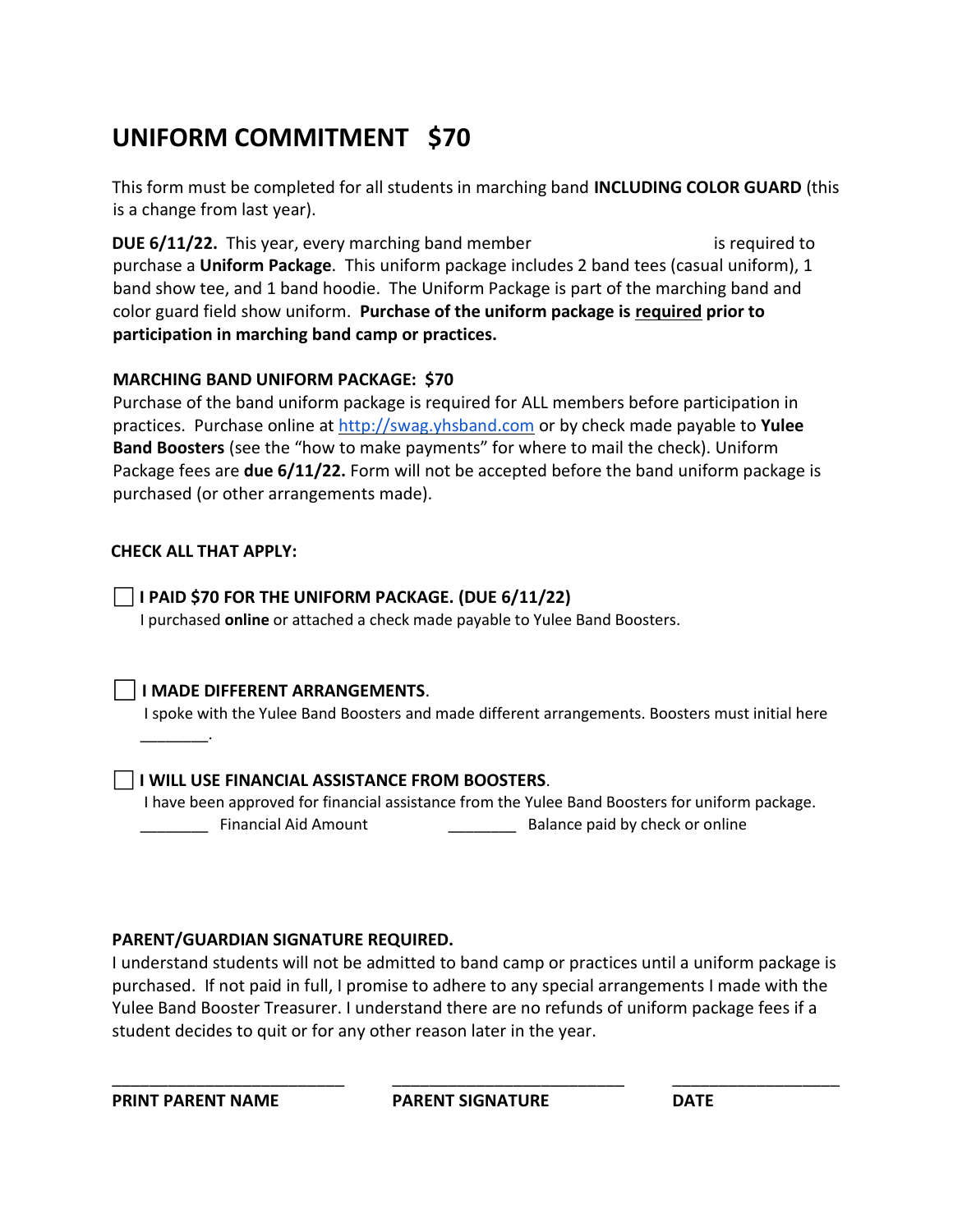# UNIFORM COMMITMENT $70

This form must be completed for all students in marching band **INCLUDING COLOR GUARD** (this is a change from last year).

**DUE 6/11/22.** This year, every marching band member is required to purchase a **Uniform Package**. This uniform package includes 2 band tees (casual uniform), 1 band show tee, and 1 band hoodie. The Uniform Package is part of the marching band and color guard field show uniform. **Purchase of the uniform package is <u>required</u> prior to participation in marching band camp or practices.**

**MARCHING BAND UNIFORM PACKAGE: $70**

Purchase of the band uniform package is required for ALL members before participation in practices. Purchase online at [http://swag.yhsband.com](http://swag.yhsband.com) or by check made payable to **Yulee Band Boosters** (see the "how to make payments" for where to mail the check). Uniform Package fees are **due 6/11/22.** Form will not be accepted before the band uniform package is purchased (or other arrangements made).

**CHECK ALL THAT APPLY:**

☐ **I PAID $70 FOR THE UNIFORM PACKAGE. (DUE 6/11/22)**
I purchased **online** or attached a check made payable to Yulee Band Boosters.

☐ **I MADE DIFFERENT ARRANGEMENTS**.
I spoke with the Yulee Band Boosters and made different arrangements. Boosters must initial here ________.

☐ **I WILL USE FINANCIAL ASSISTANCE FROM BOOSTERS**.
I have been approved for financial assistance from the Yulee Band Boosters for uniform package.
________ Financial Aid Amount ________ Balance paid by check or online

**PARENT/GUARDIAN SIGNATURE REQUIRED.**

I understand students will not be admitted to band camp or practices until a uniform package is purchased. If not paid in full, I promise to adhere to any special arrangements I made with the Yulee Band Booster Treasurer. I understand there are no refunds of uniform package fees if a student decides to quit or for any other reason later in the year.

__________________________ __________________________ __________________
**PRINT PARENT NAME** **PARENT SIGNATURE** **DATE**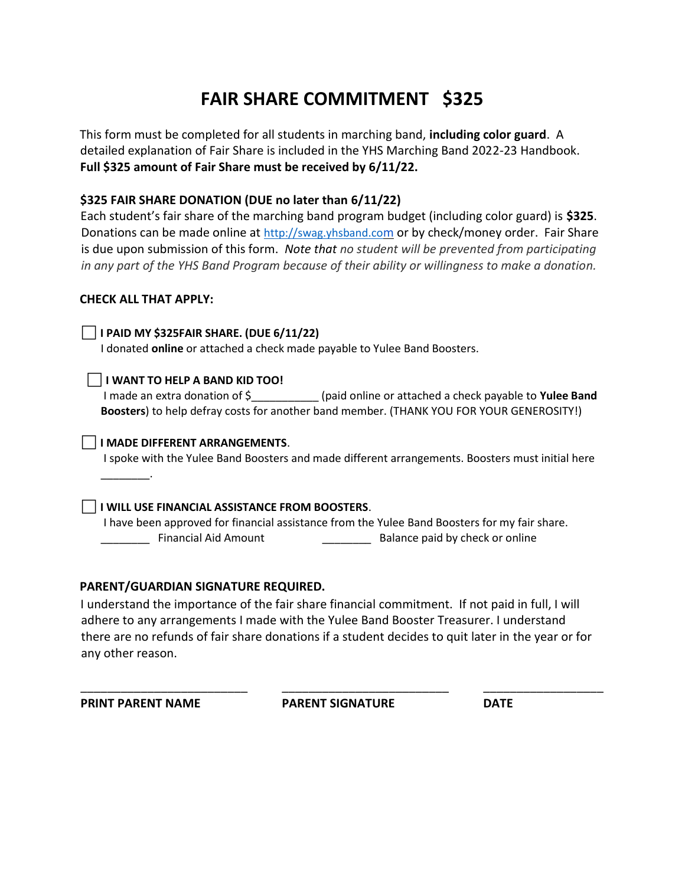# FAIR SHARE COMMITMENT $325

This form must be completed for all students in marching band, **including color guard**. A detailed explanation of Fair Share is included in the YHS Marching Band 2022-23 Handbook. **Full $325 amount of Fair Share must be received by 6/11/22.**

**$325 FAIR SHARE DONATION (DUE no later than 6/11/22)**

Each student's fair share of the marching band program budget (including color guard) is **$325**. Donations can be made online at http://swag.yhsband.com or by check/money order. Fair Share is due upon submission of this form. *Note that no student will be prevented from participating in any part of the YHS Band Program because of their ability or willingness to make a donation.*

**CHECK ALL THAT APPLY:**

☐ **I PAID MY $325FAIR SHARE. (DUE 6/11/22)**
I donated **online** or attached a check made payable to Yulee Band Boosters.

☐ **I WANT TO HELP A BAND KID TOO!**
I made an extra donation of $___________ (paid online or attached a check payable to **Yulee Band Boosters**) to help defray costs for another band member. (THANK YOU FOR YOUR GENEROSITY!)

☐ **I MADE DIFFERENT ARRANGEMENTS**.
I spoke with the Yulee Band Boosters and made different arrangements. Boosters must initial here ________.

☐ **I WILL USE FINANCIAL ASSISTANCE FROM BOOSTERS**.
I have been approved for financial assistance from the Yulee Band Boosters for my fair share.
________ Financial Aid Amount ________ Balance paid by check or online

**PARENT/GUARDIAN SIGNATURE REQUIRED.**

I understand the importance of the fair share financial commitment. If not paid in full, I will adhere to any arrangements I made with the Yulee Band Booster Treasurer. I understand there are no refunds of fair share donations if a student decides to quit later in the year or for any other reason.

__________________________ __________________________ __________________

**PRINT PARENT NAME** **PARENT SIGNATURE** **DATE**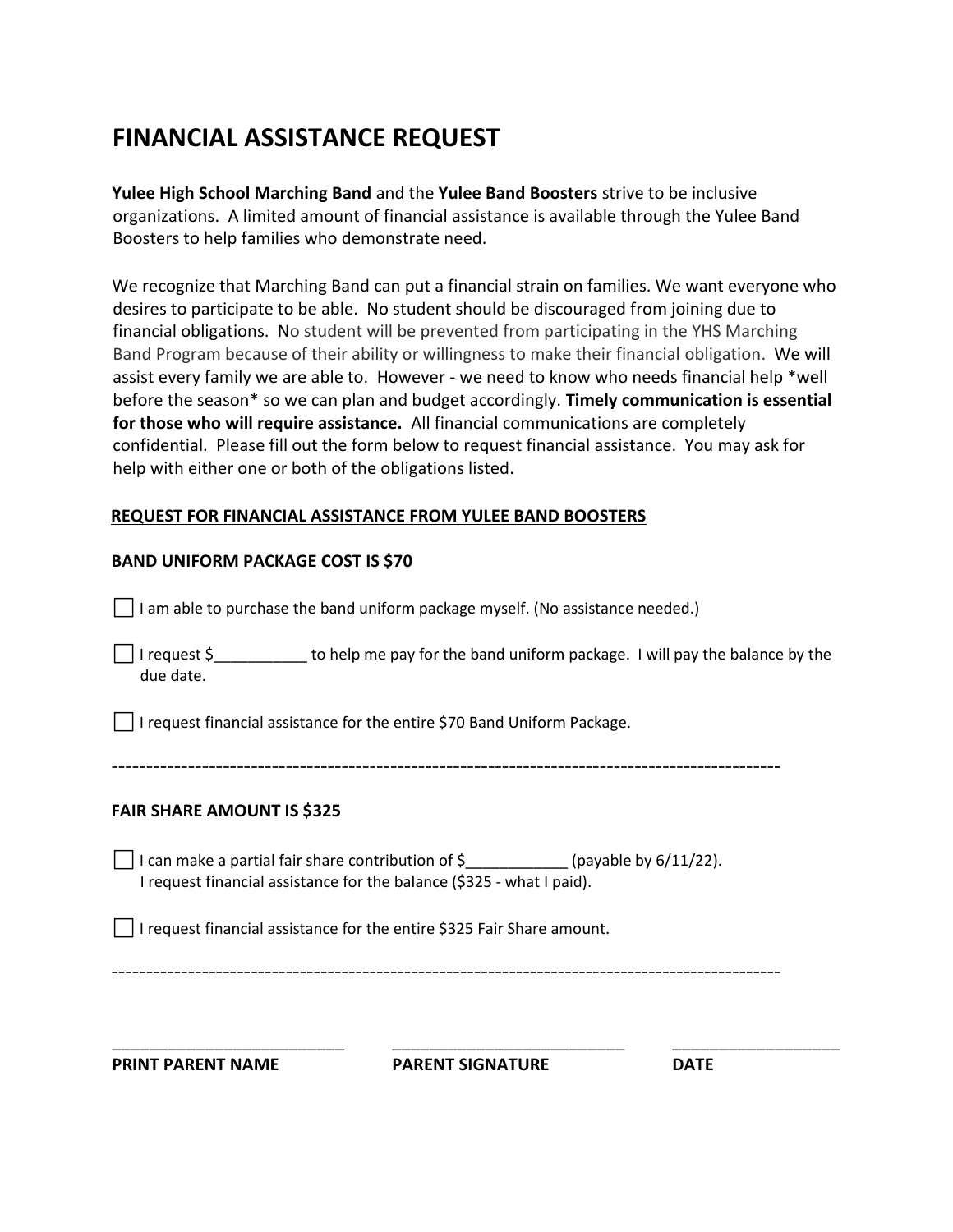# FINANCIAL ASSISTANCE REQUEST

**Yulee High School Marching Band** and the **Yulee Band Boosters** strive to be inclusive organizations. A limited amount of financial assistance is available through the Yulee Band Boosters to help families who demonstrate need.

We recognize that Marching Band can put a financial strain on families. We want everyone who desires to participate to be able. No student should be discouraged from joining due to financial obligations. No student will be prevented from participating in the YHS Marching Band Program because of their ability or willingness to make their financial obligation. We will assist every family we are able to. However - we need to know who needs financial help *well before the season* so we can plan and budget accordingly. **Timely communication is essential for those who will require assistance.** All financial communications are completely confidential. Please fill out the form below to request financial assistance. You may ask for help with either one or both of the obligations listed.

**REQUEST FOR FINANCIAL ASSISTANCE FROM YULEE BAND BOOSTERS**

**BAND UNIFORM PACKAGE COST IS $70**

☐ I am able to purchase the band uniform package myself. (No assistance needed.)

☐ I request $___________ to help me pay for the band uniform package. I will pay the balance by the due date.

☐ I request financial assistance for the entire $70 Band Uniform Package.

-----------------------------------------------------------------------------------------------

**FAIR SHARE AMOUNT IS $325**

☐ I can make a partial fair share contribution of $____________ (payable by 6/11/22).
I request financial assistance for the balance ($325 - what I paid).

☐ I request financial assistance for the entire $325 Fair Share amount.

-----------------------------------------------------------------------------------------------

| ___________________________ | ___________________________ | ___________________ |
|---|---|---|
| **PRINT PARENT NAME** | **PARENT SIGNATURE** | **DATE** |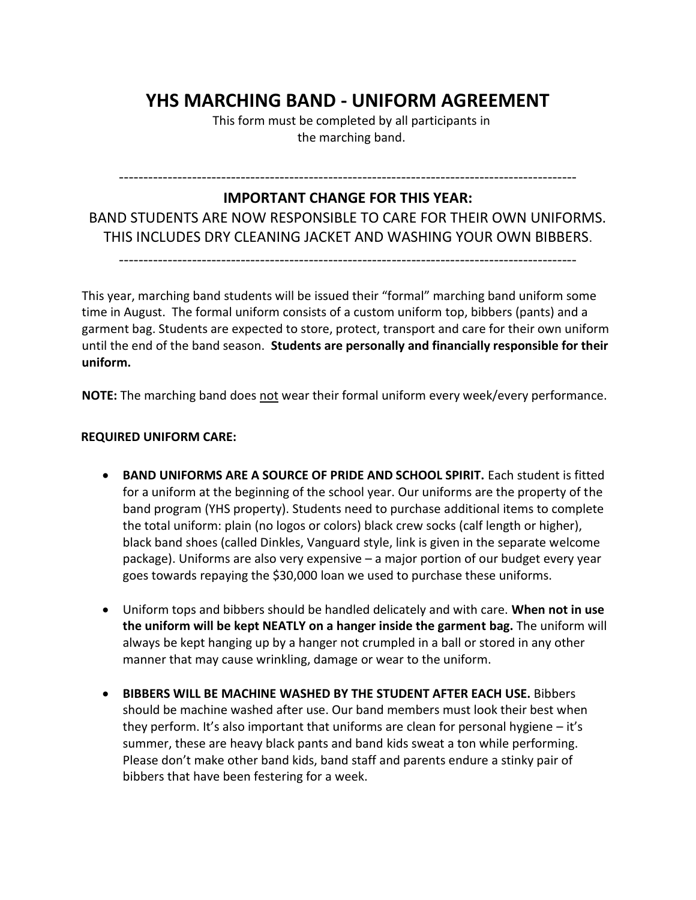# YHS MARCHING BAND - UNIFORM AGREEMENT

This form must be completed by all participants in the marching band.

---

## IMPORTANT CHANGE FOR THIS YEAR:

BAND STUDENTS ARE NOW RESPONSIBLE TO CARE FOR THEIR OWN UNIFORMS. THIS INCLUDES DRY CLEANING JACKET AND WASHING YOUR OWN BIBBERS.

---

This year, marching band students will be issued their "formal" marching band uniform some time in August. The formal uniform consists of a custom uniform top, bibbers (pants) and a garment bag. Students are expected to store, protect, transport and care for their own uniform until the end of the band season. **Students are personally and financially responsible for their uniform.**

**NOTE:** The marching band does <u>not</u> wear their formal uniform every week/every performance.

**REQUIRED UNIFORM CARE:**

- **BAND UNIFORMS ARE A SOURCE OF PRIDE AND SCHOOL SPIRIT.** Each student is fitted for a uniform at the beginning of the school year. Our uniforms are the property of the band program (YHS property). Students need to purchase additional items to complete the total uniform: plain (no logos or colors) black crew socks (calf length or higher), black band shoes (called Dinkles, Vanguard style, link is given in the separate welcome package). Uniforms are also very expensive – a major portion of our budget every year goes towards repaying the $30,000 loan we used to purchase these uniforms.

- Uniform tops and bibbers should be handled delicately and with care. **When not in use the uniform will be kept NEATLY on a hanger inside the garment bag.** The uniform will always be kept hanging up by a hanger not crumpled in a ball or stored in any other manner that may cause wrinkling, damage or wear to the uniform.

- **BIBBERS WILL BE MACHINE WASHED BY THE STUDENT AFTER EACH USE.** Bibbers should be machine washed after use. Our band members must look their best when they perform. It's also important that uniforms are clean for personal hygiene – it's summer, these are heavy black pants and band kids sweat a ton while performing. Please don't make other band kids, band staff and parents endure a stinky pair of bibbers that have been festering for a week.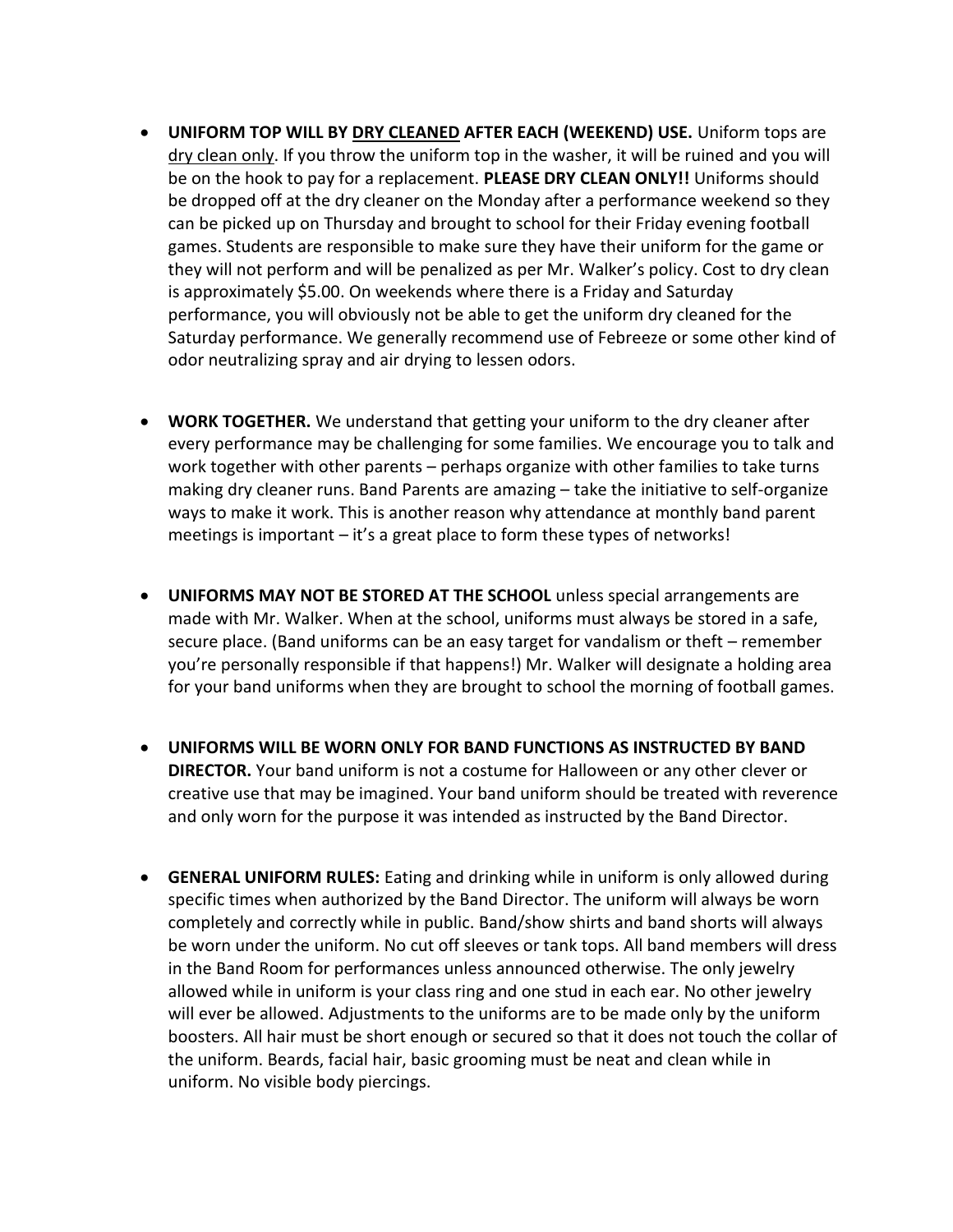- **UNIFORM TOP WILL BY DRY CLEANED AFTER EACH (WEEKEND) USE.** Uniform tops are dry clean only. If you throw the uniform top in the washer, it will be ruined and you will be on the hook to pay for a replacement. **PLEASE DRY CLEAN ONLY!!** Uniforms should be dropped off at the dry cleaner on the Monday after a performance weekend so they can be picked up on Thursday and brought to school for their Friday evening football games. Students are responsible to make sure they have their uniform for the game or they will not perform and will be penalized as per Mr. Walker's policy. Cost to dry clean is approximately $5.00. On weekends where there is a Friday and Saturday performance, you will obviously not be able to get the uniform dry cleaned for the Saturday performance. We generally recommend use of Febreeze or some other kind of odor neutralizing spray and air drying to lessen odors.

- **WORK TOGETHER.** We understand that getting your uniform to the dry cleaner after every performance may be challenging for some families. We encourage you to talk and work together with other parents – perhaps organize with other families to take turns making dry cleaner runs. Band Parents are amazing – take the initiative to self-organize ways to make it work. This is another reason why attendance at monthly band parent meetings is important – it's a great place to form these types of networks!

- **UNIFORMS MAY NOT BE STORED AT THE SCHOOL** unless special arrangements are made with Mr. Walker. When at the school, uniforms must always be stored in a safe, secure place. (Band uniforms can be an easy target for vandalism or theft – remember you're personally responsible if that happens!) Mr. Walker will designate a holding area for your band uniforms when they are brought to school the morning of football games.

- **UNIFORMS WILL BE WORN ONLY FOR BAND FUNCTIONS AS INSTRUCTED BY BAND DIRECTOR.** Your band uniform is not a costume for Halloween or any other clever or creative use that may be imagined. Your band uniform should be treated with reverence and only worn for the purpose it was intended as instructed by the Band Director.

- **GENERAL UNIFORM RULES:** Eating and drinking while in uniform is only allowed during specific times when authorized by the Band Director. The uniform will always be worn completely and correctly while in public. Band/show shirts and band shorts will always be worn under the uniform. No cut off sleeves or tank tops. All band members will dress in the Band Room for performances unless announced otherwise. The only jewelry allowed while in uniform is your class ring and one stud in each ear. No other jewelry will ever be allowed. Adjustments to the uniforms are to be made only by the uniform boosters. All hair must be short enough or secured so that it does not touch the collar of the uniform. Beards, facial hair, basic grooming must be neat and clean while in uniform. No visible body piercings.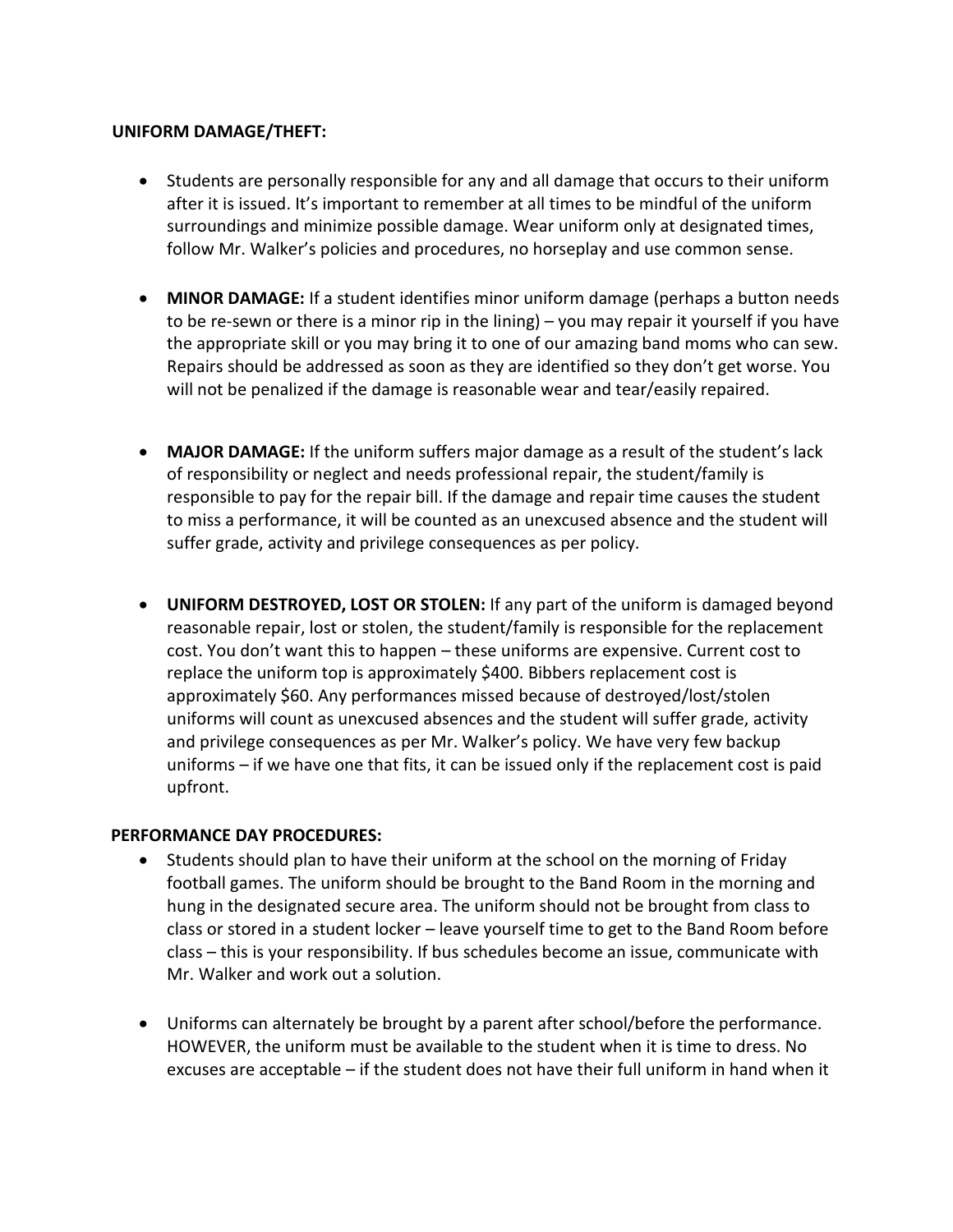**UNIFORM DAMAGE/THEFT:**

- Students are personally responsible for any and all damage that occurs to their uniform after it is issued. It's important to remember at all times to be mindful of the uniform surroundings and minimize possible damage. Wear uniform only at designated times, follow Mr. Walker's policies and procedures, no horseplay and use common sense.

- **MINOR DAMAGE:** If a student identifies minor uniform damage (perhaps a button needs to be re-sewn or there is a minor rip in the lining) – you may repair it yourself if you have the appropriate skill or you may bring it to one of our amazing band moms who can sew. Repairs should be addressed as soon as they are identified so they don't get worse. You will not be penalized if the damage is reasonable wear and tear/easily repaired.

- **MAJOR DAMAGE:** If the uniform suffers major damage as a result of the student's lack of responsibility or neglect and needs professional repair, the student/family is responsible to pay for the repair bill. If the damage and repair time causes the student to miss a performance, it will be counted as an unexcused absence and the student will suffer grade, activity and privilege consequences as per policy.

- **UNIFORM DESTROYED, LOST OR STOLEN:** If any part of the uniform is damaged beyond reasonable repair, lost or stolen, the student/family is responsible for the replacement cost. You don't want this to happen – these uniforms are expensive. Current cost to replace the uniform top is approximately $400. Bibbers replacement cost is approximately $60. Any performances missed because of destroyed/lost/stolen uniforms will count as unexcused absences and the student will suffer grade, activity and privilege consequences as per Mr. Walker's policy. We have very few backup uniforms – if we have one that fits, it can be issued only if the replacement cost is paid upfront.

**PERFORMANCE DAY PROCEDURES:**

- Students should plan to have their uniform at the school on the morning of Friday football games. The uniform should be brought to the Band Room in the morning and hung in the designated secure area. The uniform should not be brought from class to class or stored in a student locker – leave yourself time to get to the Band Room before class – this is your responsibility. If bus schedules become an issue, communicate with Mr. Walker and work out a solution.

- Uniforms can alternately be brought by a parent after school/before the performance. HOWEVER, the uniform must be available to the student when it is time to dress. No excuses are acceptable – if the student does not have their full uniform in hand when it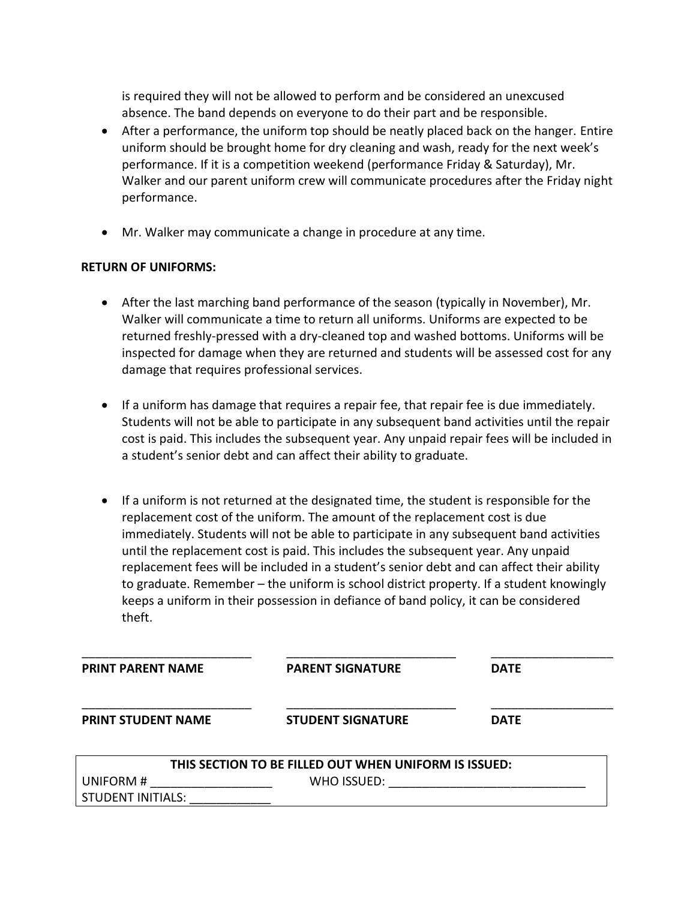is required they will not be allowed to perform and be considered an unexcused absence. The band depends on everyone to do their part and be responsible.

- After a performance, the uniform top should be neatly placed back on the hanger. Entire uniform should be brought home for dry cleaning and wash, ready for the next week's performance. If it is a competition weekend (performance Friday & Saturday), Mr. Walker and our parent uniform crew will communicate procedures after the Friday night performance.
- Mr. Walker may communicate a change in procedure at any time.

**RETURN OF UNIFORMS:**

- After the last marching band performance of the season (typically in November), Mr. Walker will communicate a time to return all uniforms. Uniforms are expected to be returned freshly-pressed with a dry-cleaned top and washed bottoms. Uniforms will be inspected for damage when they are returned and students will be assessed cost for any damage that requires professional services.
- If a uniform has damage that requires a repair fee, that repair fee is due immediately. Students will not be able to participate in any subsequent band activities until the repair cost is paid. This includes the subsequent year. Any unpaid repair fees will be included in a student's senior debt and can affect their ability to graduate.
- If a uniform is not returned at the designated time, the student is responsible for the replacement cost of the uniform. The amount of the replacement cost is due immediately. Students will not be able to participate in any subsequent band activities until the replacement cost is paid. This includes the subsequent year. Any unpaid replacement fees will be included in a student's senior debt and can affect their ability to graduate. Remember – the uniform is school district property. If a student knowingly keeps a uniform in their possession in defiance of band policy, it can be considered theft.

| __________________________ | __________________________ | __________________ |
|---|---|---|
| **PRINT PARENT NAME** | **PARENT SIGNATURE** | **DATE** |
| __________________________ | __________________________ | __________________ |
| **PRINT STUDENT NAME** | **STUDENT SIGNATURE** | **DATE** |

| **THIS SECTION TO BE FILLED OUT WHEN UNIFORM IS ISSUED:** | |
|---|---|
| UNIFORM # __________________ | WHO ISSUED: ______________________________ |
| STUDENT INITIALS: ____________ | |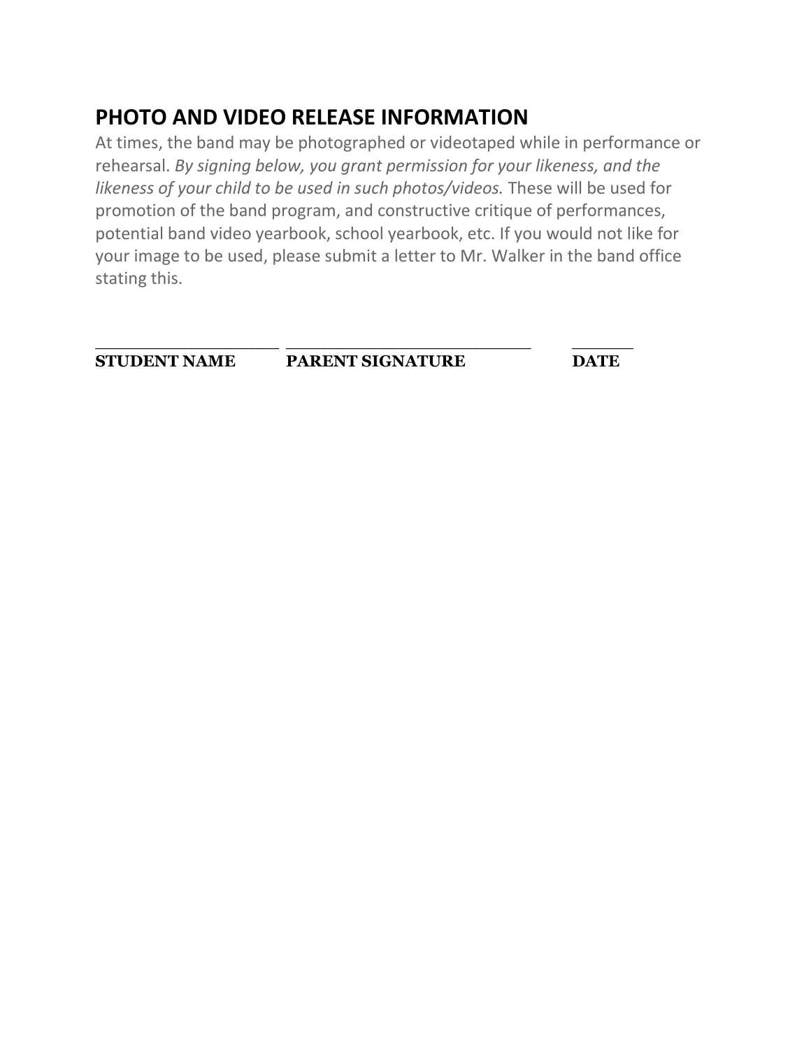## PHOTO AND VIDEO RELEASE INFORMATION

At times, the band may be photographed or videotaped while in performance or rehearsal. *By signing below, you grant permission for your likeness, and the likeness of your child to be used in such photos/videos.* These will be used for promotion of the band program, and constructive critique of performances, potential band video yearbook, school yearbook, etc. If you would not like for your image to be used, please submit a letter to Mr. Walker in the band office stating this.

\_\_\_\_\_\_\_\_\_\_\_\_\_\_\_\_\_\_\_\_ \_\_\_\_\_\_\_\_\_\_\_\_\_\_\_\_\_\_\_\_\_\_\_\_\_\_\_ \_\_\_\_\_\_\_

**STUDENT NAME** **PARENT SIGNATURE** **DATE**